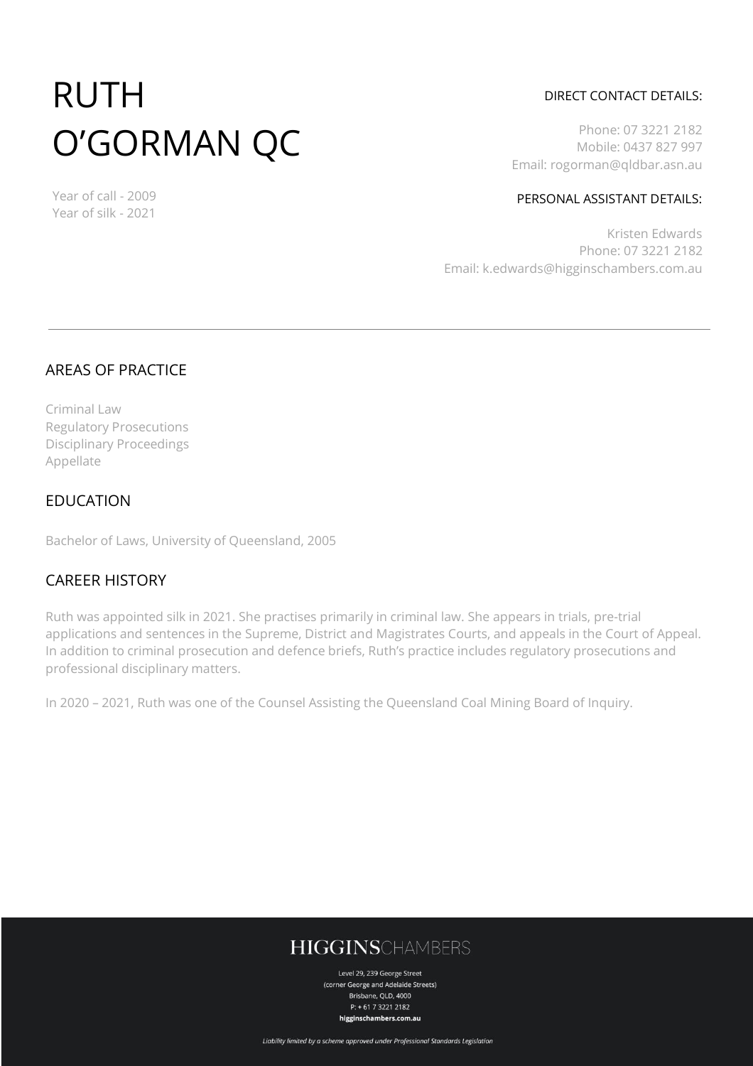# RUTH O'GORMAN QC

Year of call - 2009
Year of silk - 2021

DIRECT CONTACT DETAILS:

Phone: 07 3221 2182
Mobile: 0437 827 997
Email: rogorman@qldbar.asn.au

PERSONAL ASSISTANT DETAILS:

Kristen Edwards
Phone: 07 3221 2182
Email: k.edwards@higginschambers.com.au

---

## AREAS OF PRACTICE

Criminal Law
Regulatory Prosecutions
Disciplinary Proceedings
Appellate

## EDUCATION

Bachelor of Laws, University of Queensland, 2005

## CAREER HISTORY

Ruth was appointed silk in 2021. She practises primarily in criminal law. She appears in trials, pre-trial applications and sentences in the Supreme, District and Magistrates Courts, and appeals in the Court of Appeal. In addition to criminal prosecution and defence briefs, Ruth's practice includes regulatory prosecutions and professional disciplinary matters.

In 2020 – 2021, Ruth was one of the Counsel Assisting the Queensland Coal Mining Board of Inquiry.

**HIGGINS**CHAMBERS

Level 29, 239 George Street
(corner George and Adelaide Streets)
Brisbane, QLD, 4000
P: + 61 7 3221 2182
**higginschambers.com.au**

*Liability limited by a scheme approved under Professional Standards Legislation*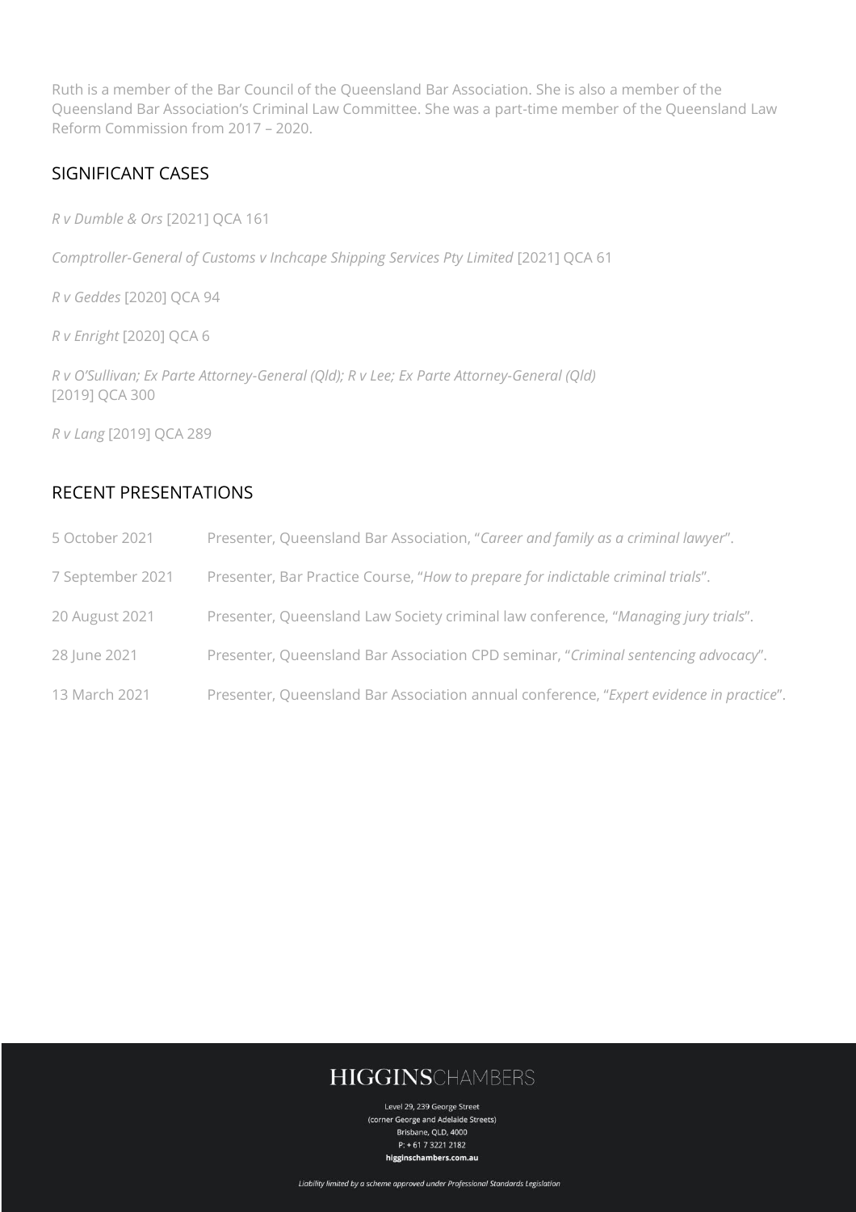Ruth is a member of the Bar Council of the Queensland Bar Association. She is also a member of the Queensland Bar Association's Criminal Law Committee. She was a part-time member of the Queensland Law Reform Commission from 2017 – 2020.

## SIGNIFICANT CASES

*R v Dumble & Ors* [2021] QCA 161

*Comptroller-General of Customs v Inchcape Shipping Services Pty Limited* [2021] QCA 61

*R v Geddes* [2020] QCA 94

*R v Enright* [2020] QCA 6

*R v O'Sullivan; Ex Parte Attorney-General (Qld); R v Lee; Ex Parte Attorney-General (Qld)* [2019] QCA 300

*R v Lang* [2019] QCA 289

## RECENT PRESENTATIONS

| | |
|---|---|
| 5 October 2021 | Presenter, Queensland Bar Association, "*Career and family as a criminal lawyer*". |
| 7 September 2021 | Presenter, Bar Practice Course, "*How to prepare for indictable criminal trials*". |
| 20 August 2021 | Presenter, Queensland Law Society criminal law conference, "*Managing jury trials*". |
| 28 June 2021 | Presenter, Queensland Bar Association CPD seminar, "*Criminal sentencing advocacy*". |
| 13 March 2021 | Presenter, Queensland Bar Association annual conference, "*Expert evidence in practice*". |

**HIGGINS**CHAMBERS

Level 29, 239 George Street
(corner George and Adelaide Streets)
Brisbane, QLD, 4000
P: + 61 7 3221 2182
**higginschambers.com.au**

*Liability limited by a scheme approved under Professional Standards Legislation*